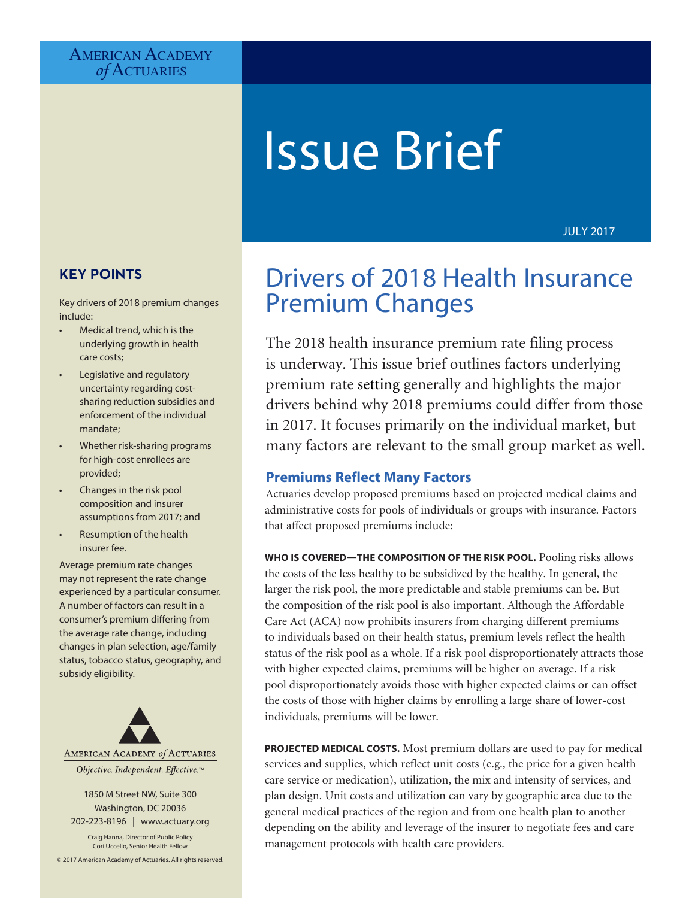American Academy of Actuaries

# Issue Brief

JULY 2017

## Drivers of 2018 Health Insurance Premium Changes

The 2018 health insurance premium rate filing process is underway. This issue brief outlines factors underlying premium rate setting generally and highlights the major drivers behind why 2018 premiums could differ from those in 2017. It focuses primarily on the individual market, but many factors are relevant to the small group market as well.

### KEY POINTS

Key drivers of 2018 premium changes include:

- Medical trend, which is the underlying growth in health care costs;
- Legislative and regulatory uncertainty regarding cost-sharing reduction subsidies and enforcement of the individual mandate;
- Whether risk-sharing programs for high-cost enrollees are provided;
- Changes in the risk pool composition and insurer assumptions from 2017; and
- Resumption of the health insurer fee.

Average premium rate changes may not represent the rate change experienced by a particular consumer. A number of factors can result in a consumer's premium differing from the average rate change, including changes in plan selection, age/family status, tobacco status, geography, and subsidy eligibility.

### Premiums Reflect Many Factors

Actuaries develop proposed premiums based on projected medical claims and administrative costs for pools of individuals or groups with insurance. Factors that affect proposed premiums include:

**WHO IS COVERED—THE COMPOSITION OF THE RISK POOL.** Pooling risks allows the costs of the less healthy to be subsidized by the healthy. In general, the larger the risk pool, the more predictable and stable premiums can be. But the composition of the risk pool is also important. Although the Affordable Care Act (ACA) now prohibits insurers from charging different premiums to individuals based on their health status, premium levels reflect the health status of the risk pool as a whole. If a risk pool disproportionately attracts those with higher expected claims, premiums will be higher on average. If a risk pool disproportionately avoids those with higher expected claims or can offset the costs of those with higher claims by enrolling a large share of lower-cost individuals, premiums will be lower.

**PROJECTED MEDICAL COSTS.** Most premium dollars are used to pay for medical services and supplies, which reflect unit costs (e.g., the price for a given health care service or medication), utilization, the mix and intensity of services, and plan design. Unit costs and utilization can vary by geographic area due to the general medical practices of the region and from one health plan to another depending on the ability and leverage of the insurer to negotiate fees and care management protocols with health care providers.

American Academy of Actuaries

*Objective. Independent. Effective.*™

1850 M Street NW, Suite 300
Washington, DC 20036
202-223-8196 | www.actuary.org

Craig Hanna, Director of Public Policy
Cori Uccello, Senior Health Fellow

© 2017 American Academy of Actuaries. All rights reserved.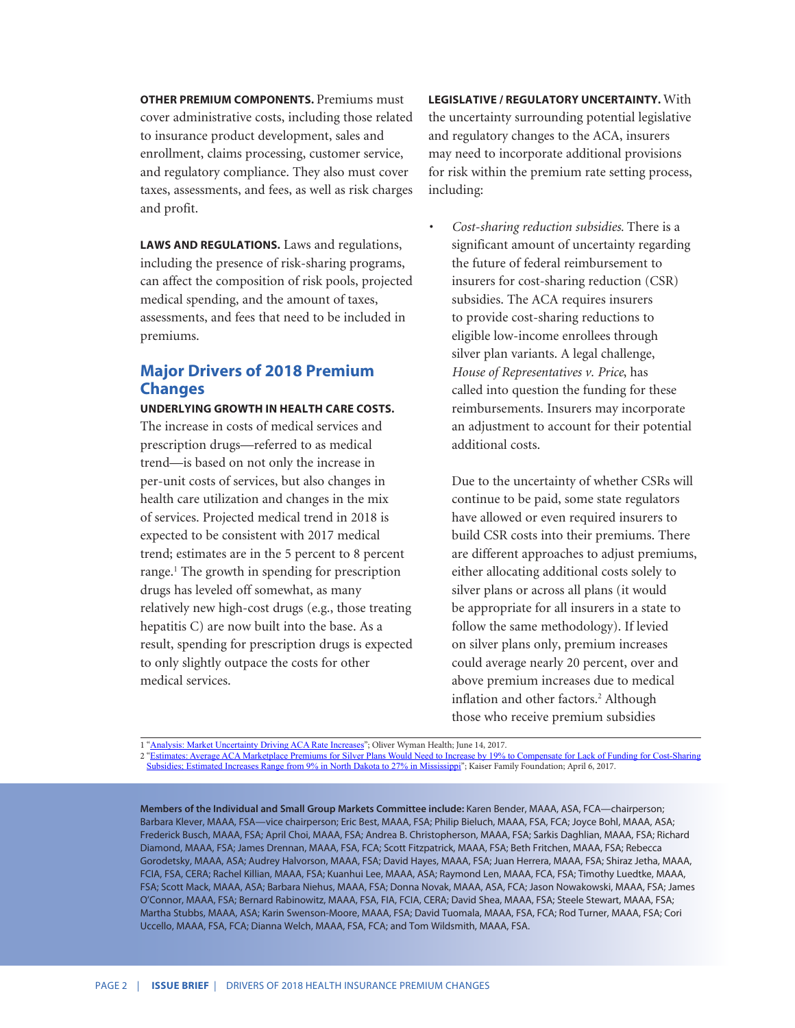**OTHER PREMIUM COMPONENTS.** Premiums must cover administrative costs, including those related to insurance product development, sales and enrollment, claims processing, customer service, and regulatory compliance. They also must cover taxes, assessments, and fees, as well as risk charges and profit.

**LAWS AND REGULATIONS.** Laws and regulations, including the presence of risk-sharing programs, can affect the composition of risk pools, projected medical spending, and the amount of taxes, assessments, and fees that need to be included in premiums.

## Major Drivers of 2018 Premium Changes

**UNDERLYING GROWTH IN HEALTH CARE COSTS.** The increase in costs of medical services and prescription drugs—referred to as medical trend—is based on not only the increase in per-unit costs of services, but also changes in health care utilization and changes in the mix of services. Projected medical trend in 2018 is expected to be consistent with 2017 medical trend; estimates are in the 5 percent to 8 percent range.[1] The growth in spending for prescription drugs has leveled off somewhat, as many relatively new high-cost drugs (e.g., those treating hepatitis C) are now built into the base. As a result, spending for prescription drugs is expected to only slightly outpace the costs for other medical services.

**LEGISLATIVE / REGULATORY UNCERTAINTY.** With the uncertainty surrounding potential legislative and regulatory changes to the ACA, insurers may need to incorporate additional provisions for risk within the premium rate setting process, including:

- *Cost-sharing reduction subsidies.* There is a significant amount of uncertainty regarding the future of federal reimbursement to insurers for cost-sharing reduction (CSR) subsidies. The ACA requires insurers to provide cost-sharing reductions to eligible low-income enrollees through silver plan variants. A legal challenge, *House of Representatives v. Price*, has called into question the funding for these reimbursements. Insurers may incorporate an adjustment to account for their potential additional costs.

  Due to the uncertainty of whether CSRs will continue to be paid, some state regulators have allowed or even required insurers to build CSR costs into their premiums. There are different approaches to adjust premiums, either allocating additional costs solely to silver plans or across all plans (it would be appropriate for all insurers in a state to follow the same methodology). If levied on silver plans only, premium increases could average nearly 20 percent, over and above premium increases due to medical inflation and other factors.[2] Although those who receive premium subsidies

---

1 "Analysis: Market Uncertainty Driving ACA Rate Increases"; Oliver Wyman Health; June 14, 2017.

2 "Estimates: Average ACA Marketplace Premiums for Silver Plans Would Need to Increase by 19% to Compensate for Lack of Funding for Cost-Sharing Subsidies; Estimated Increases Range from 9% in North Dakota to 27% in Mississippi"; Kaiser Family Foundation; April 6, 2017.

**Members of the Individual and Small Group Markets Committee include:** Karen Bender, MAAA, ASA, FCA—chairperson; Barbara Klever, MAAA, FSA—vice chairperson; Eric Best, MAAA, FSA; Philip Bieluch, MAAA, FSA, FCA; Joyce Bohl, MAAA, ASA; Frederick Busch, MAAA, FSA; April Choi, MAAA, FSA; Andrea B. Christopherson, MAAA, FSA; Sarkis Daghlian, MAAA, FSA; Richard Diamond, MAAA, FSA; James Drennan, MAAA, FSA, FCA; Scott Fitzpatrick, MAAA, FSA; Beth Fritchen, MAAA, FSA; Rebecca Gorodetsky, MAAA, ASA; Audrey Halvorson, MAAA, FSA; David Hayes, MAAA, FSA; Juan Herrera, MAAA, FSA; Shiraz Jetha, MAAA, FCIA, FSA, CERA; Rachel Killian, MAAA, FSA; Kuanhui Lee, MAAA, ASA; Raymond Len, MAAA, FCA, FSA; Timothy Luedtke, MAAA, FSA; Scott Mack, MAAA, ASA; Barbara Niehus, MAAA, FSA; Donna Novak, MAAA, ASA, FCA; Jason Nowakowski, MAAA, FSA; James O'Connor, MAAA, FSA; Bernard Rabinowitz, MAAA, FSA, FIA, FCIA, CERA; David Shea, MAAA, FSA; Steele Stewart, MAAA, FSA; Martha Stubbs, MAAA, ASA; Karin Swenson-Moore, MAAA, FSA; David Tuomala, MAAA, FSA, FCA; Rod Turner, MAAA, FSA; Cori Uccello, MAAA, FSA, FCA; Dianna Welch, MAAA, FSA, FCA; and Tom Wildsmith, MAAA, FSA.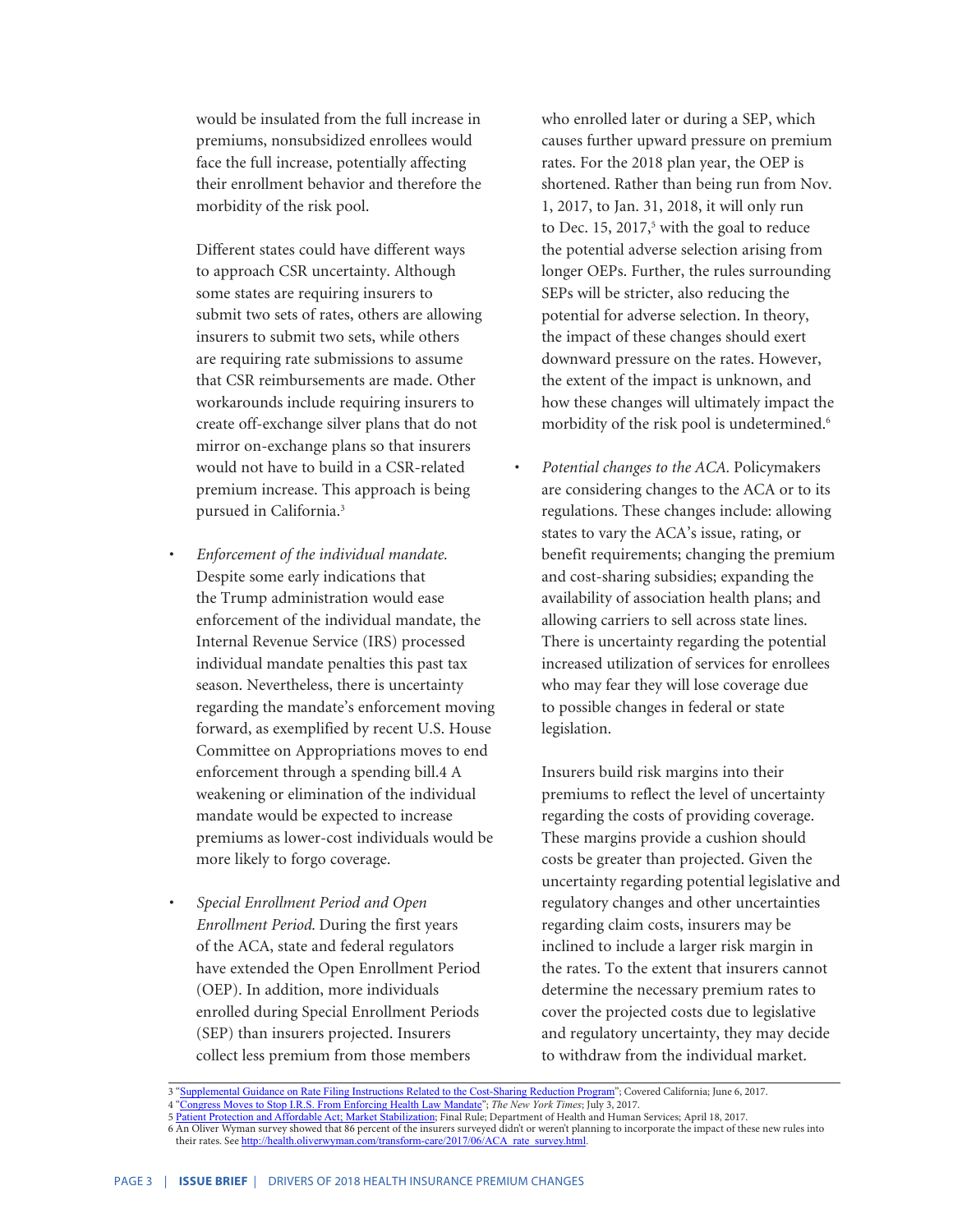would be insulated from the full increase in premiums, nonsubsidized enrollees would face the full increase, potentially affecting their enrollment behavior and therefore the morbidity of the risk pool.

Different states could have different ways to approach CSR uncertainty. Although some states are requiring insurers to submit two sets of rates, others are allowing insurers to submit two sets, while others are requiring rate submissions to assume that CSR reimbursements are made. Other workarounds include requiring insurers to create off-exchange silver plans that do not mirror on-exchange plans so that insurers would not have to build in a CSR-related premium increase. This approach is being pursued in California.[3]

- *Enforcement of the individual mandate.* Despite some early indications that the Trump administration would ease enforcement of the individual mandate, the Internal Revenue Service (IRS) processed individual mandate penalties this past tax season. Nevertheless, there is uncertainty regarding the mandate's enforcement moving forward, as exemplified by recent U.S. House Committee on Appropriations moves to end enforcement through a spending bill.4 A weakening or elimination of the individual mandate would be expected to increase premiums as lower-cost individuals would be more likely to forgo coverage.

- *Special Enrollment Period and Open Enrollment Period.* During the first years of the ACA, state and federal regulators have extended the Open Enrollment Period (OEP). In addition, more individuals enrolled during Special Enrollment Periods (SEP) than insurers projected. Insurers collect less premium from those members who enrolled later or during a SEP, which causes further upward pressure on premium rates. For the 2018 plan year, the OEP is shortened. Rather than being run from Nov. 1, 2017, to Jan. 31, 2018, it will only run to Dec. 15, 2017,[5] with the goal to reduce the potential adverse selection arising from longer OEPs. Further, the rules surrounding SEPs will be stricter, also reducing the potential for adverse selection. In theory, the impact of these changes should exert downward pressure on the rates. However, the extent of the impact is unknown, and how these changes will ultimately impact the morbidity of the risk pool is undetermined.[6]

- *Potential changes to the ACA.* Policymakers are considering changes to the ACA or to its regulations. These changes include: allowing states to vary the ACA's issue, rating, or benefit requirements; changing the premium and cost-sharing subsidies; expanding the availability of association health plans; and allowing carriers to sell across state lines. There is uncertainty regarding the potential increased utilization of services for enrollees who may fear they will lose coverage due to possible changes in federal or state legislation.

Insurers build risk margins into their premiums to reflect the level of uncertainty regarding the costs of providing coverage. These margins provide a cushion should costs be greater than projected. Given the uncertainty regarding potential legislative and regulatory changes and other uncertainties regarding claim costs, insurers may be inclined to include a larger risk margin in the rates. To the extent that insurers cannot determine the necessary premium rates to cover the projected costs due to legislative and regulatory uncertainty, they may decide to withdraw from the individual market.

---

3 "Supplemental Guidance on Rate Filing Instructions Related to the Cost-Sharing Reduction Program"; Covered California; June 6, 2017.

4 "Congress Moves to Stop I.R.S. From Enforcing Health Law Mandate"; *The New York Times*; July 3, 2017.

5 Patient Protection and Affordable Act; Market Stabilization; Final Rule; Department of Health and Human Services; April 18, 2017.

6 An Oliver Wyman survey showed that 86 percent of the insurers surveyed didn't or weren't planning to incorporate the impact of these new rules into their rates. See http://health.oliverwyman.com/transform-care/2017/06/ACA_rate_survey.html.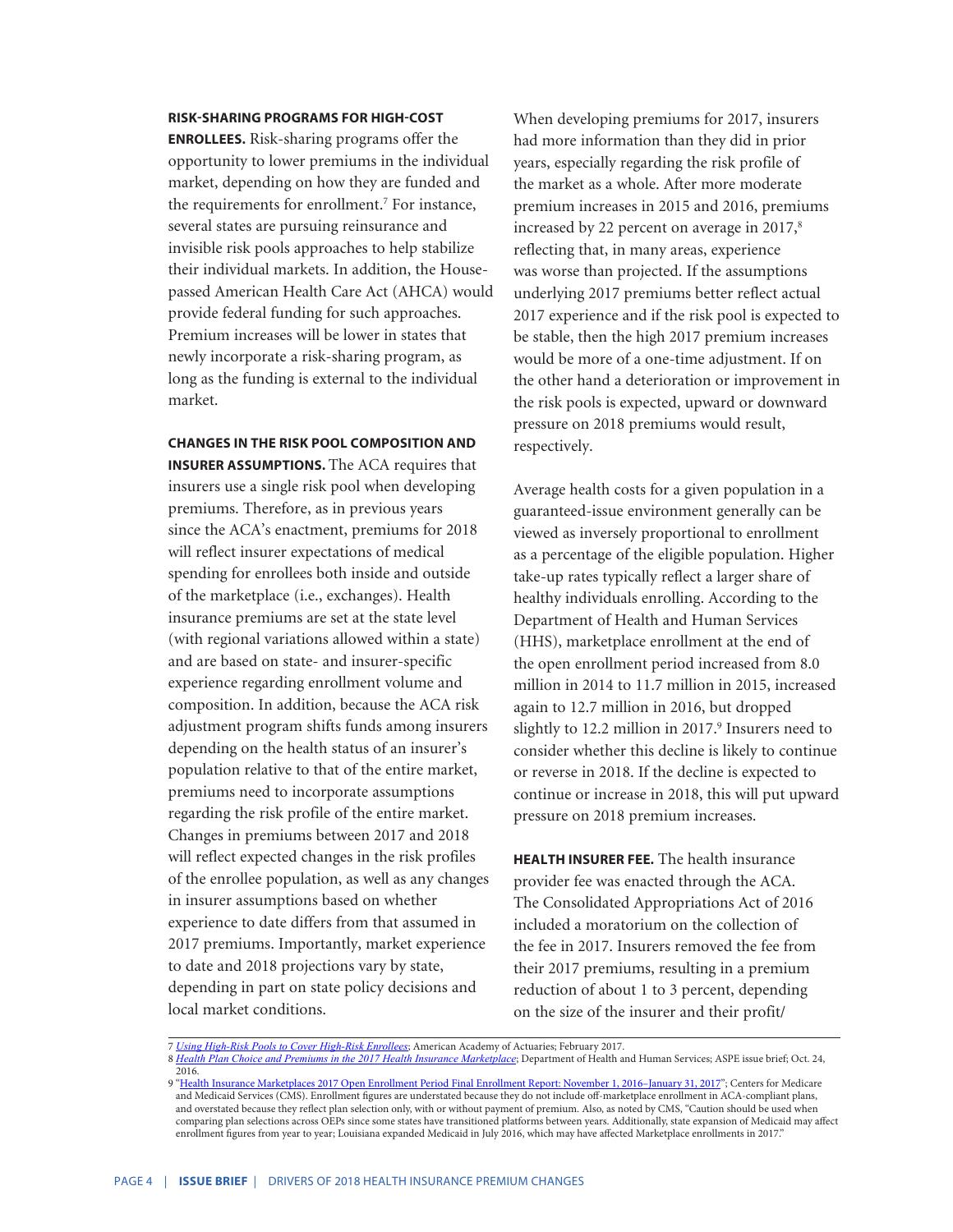**RISK-SHARING PROGRAMS FOR HIGH-COST ENROLLEES.** Risk-sharing programs offer the opportunity to lower premiums in the individual market, depending on how they are funded and the requirements for enrollment.[7] For instance, several states are pursuing reinsurance and invisible risk pools approaches to help stabilize their individual markets. In addition, the House-passed American Health Care Act (AHCA) would provide federal funding for such approaches. Premium increases will be lower in states that newly incorporate a risk-sharing program, as long as the funding is external to the individual market.

**CHANGES IN THE RISK POOL COMPOSITION AND INSURER ASSUMPTIONS.** The ACA requires that insurers use a single risk pool when developing premiums. Therefore, as in previous years since the ACA's enactment, premiums for 2018 will reflect insurer expectations of medical spending for enrollees both inside and outside of the marketplace (i.e., exchanges). Health insurance premiums are set at the state level (with regional variations allowed within a state) and are based on state- and insurer-specific experience regarding enrollment volume and composition. In addition, because the ACA risk adjustment program shifts funds among insurers depending on the health status of an insurer's population relative to that of the entire market, premiums need to incorporate assumptions regarding the risk profile of the entire market. Changes in premiums between 2017 and 2018 will reflect expected changes in the risk profiles of the enrollee population, as well as any changes in insurer assumptions based on whether experience to date differs from that assumed in 2017 premiums. Importantly, market experience to date and 2018 projections vary by state, depending in part on state policy decisions and local market conditions.

When developing premiums for 2017, insurers had more information than they did in prior years, especially regarding the risk profile of the market as a whole. After more moderate premium increases in 2015 and 2016, premiums increased by 22 percent on average in 2017,[8] reflecting that, in many areas, experience was worse than projected. If the assumptions underlying 2017 premiums better reflect actual 2017 experience and if the risk pool is expected to be stable, then the high 2017 premium increases would be more of a one-time adjustment. If on the other hand a deterioration or improvement in the risk pools is expected, upward or downward pressure on 2018 premiums would result, respectively.

Average health costs for a given population in a guaranteed-issue environment generally can be viewed as inversely proportional to enrollment as a percentage of the eligible population. Higher take-up rates typically reflect a larger share of healthy individuals enrolling. According to the Department of Health and Human Services (HHS), marketplace enrollment at the end of the open enrollment period increased from 8.0 million in 2014 to 11.7 million in 2015, increased again to 12.7 million in 2016, but dropped slightly to 12.2 million in 2017.[9] Insurers need to consider whether this decline is likely to continue or reverse in 2018. If the decline is expected to continue or increase in 2018, this will put upward pressure on 2018 premium increases.

**HEALTH INSURER FEE.** The health insurance provider fee was enacted through the ACA. The Consolidated Appropriations Act of 2016 included a moratorium on the collection of the fee in 2017. Insurers removed the fee from their 2017 premiums, resulting in a premium reduction of about 1 to 3 percent, depending on the size of the insurer and their profit/

---

7 *Using High-Risk Pools to Cover High-Risk Enrollees*; American Academy of Actuaries; February 2017.

8 *Health Plan Choice and Premiums in the 2017 Health Insurance Marketplace*; Department of Health and Human Services; ASPE issue brief; Oct. 24, 2016.

9 "Health Insurance Marketplaces 2017 Open Enrollment Period Final Enrollment Report: November 1, 2016–January 31, 2017"; Centers for Medicare and Medicaid Services (CMS). Enrollment figures are understated because they do not include off-marketplace enrollment in ACA-compliant plans, and overstated because they reflect plan selection only, with or without payment of premium. Also, as noted by CMS, "Caution should be used when comparing plan selections across OEPs since some states have transitioned platforms between years. Additionally, state expansion of Medicaid may affect enrollment figures from year to year; Louisiana expanded Medicaid in July 2016, which may have affected Marketplace enrollments in 2017."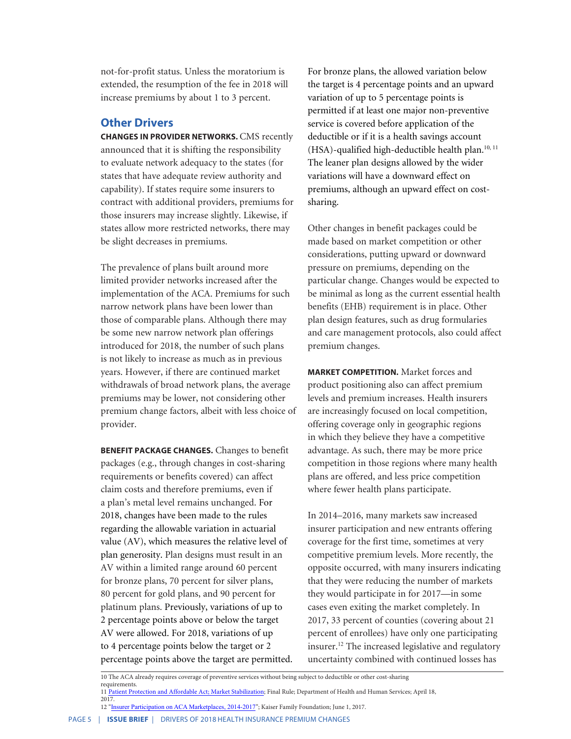not-for-profit status. Unless the moratorium is extended, the resumption of the fee in 2018 will increase premiums by about 1 to 3 percent.

## Other Drivers

**CHANGES IN PROVIDER NETWORKS.** CMS recently announced that it is shifting the responsibility to evaluate network adequacy to the states (for states that have adequate review authority and capability). If states require some insurers to contract with additional providers, premiums for those insurers may increase slightly. Likewise, if states allow more restricted networks, there may be slight decreases in premiums.

The prevalence of plans built around more limited provider networks increased after the implementation of the ACA. Premiums for such narrow network plans have been lower than those of comparable plans. Although there may be some new narrow network plan offerings introduced for 2018, the number of such plans is not likely to increase as much as in previous years. However, if there are continued market withdrawals of broad network plans, the average premiums may be lower, not considering other premium change factors, albeit with less choice of provider.

**BENEFIT PACKAGE CHANGES.** Changes to benefit packages (e.g., through changes in cost-sharing requirements or benefits covered) can affect claim costs and therefore premiums, even if a plan's metal level remains unchanged. For 2018, changes have been made to the rules regarding the allowable variation in actuarial value (AV), which measures the relative level of plan generosity. Plan designs must result in an AV within a limited range around 60 percent for bronze plans, 70 percent for silver plans, 80 percent for gold plans, and 90 percent for platinum plans. Previously, variations of up to 2 percentage points above or below the target AV were allowed. For 2018, variations of up to 4 percentage points below the target or 2 percentage points above the target are permitted. For bronze plans, the allowed variation below the target is 4 percentage points and an upward variation of up to 5 percentage points is permitted if at least one major non-preventive service is covered before application of the deductible or if it is a health savings account (HSA)-qualified high-deductible health plan.[10, 11] The leaner plan designs allowed by the wider variations will have a downward effect on premiums, although an upward effect on cost-sharing.

Other changes in benefit packages could be made based on market competition or other considerations, putting upward or downward pressure on premiums, depending on the particular change. Changes would be expected to be minimal as long as the current essential health benefits (EHB) requirement is in place. Other plan design features, such as drug formularies and care management protocols, also could affect premium changes.

**MARKET COMPETITION.** Market forces and product positioning also can affect premium levels and premium increases. Health insurers are increasingly focused on local competition, offering coverage only in geographic regions in which they believe they have a competitive advantage. As such, there may be more price competition in those regions where many health plans are offered, and less price competition where fewer health plans participate.

In 2014–2016, many markets saw increased insurer participation and new entrants offering coverage for the first time, sometimes at very competitive premium levels. More recently, the opposite occurred, with many insurers indicating that they were reducing the number of markets they would participate in for 2017—in some cases even exiting the market completely. In 2017, 33 percent of counties (covering about 21 percent of enrollees) have only one participating insurer.[12] The increased legislative and regulatory uncertainty combined with continued losses has

---

10 The ACA already requires coverage of preventive services without being subject to deductible or other cost-sharing requirements.

11 Patient Protection and Affordable Act; Market Stabilization; Final Rule; Department of Health and Human Services; April 18, 2017.

12 "Insurer Participation on ACA Marketplaces, 2014-2017"; Kaiser Family Foundation; June 1, 2017.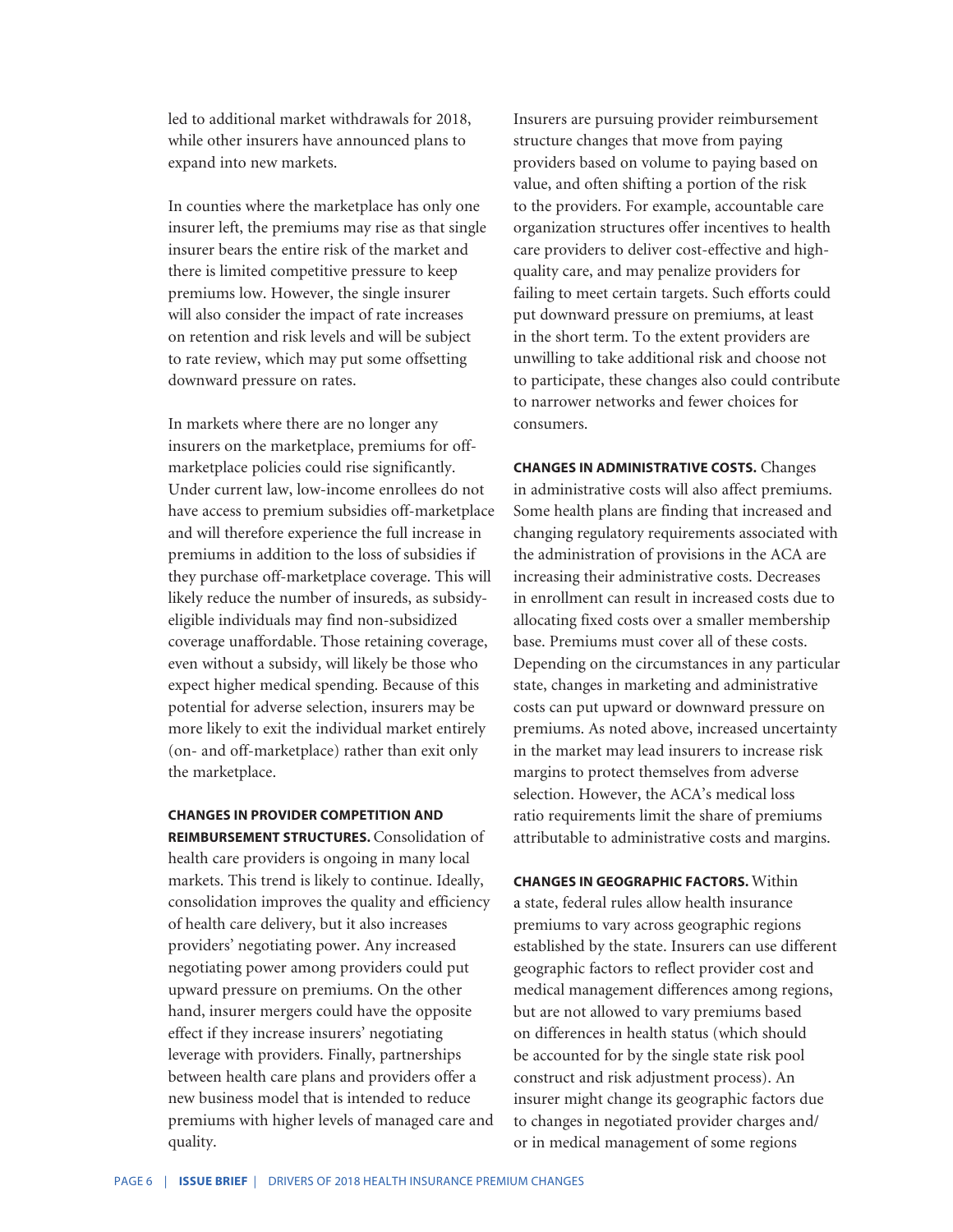led to additional market withdrawals for 2018, while other insurers have announced plans to expand into new markets.

In counties where the marketplace has only one insurer left, the premiums may rise as that single insurer bears the entire risk of the market and there is limited competitive pressure to keep premiums low. However, the single insurer will also consider the impact of rate increases on retention and risk levels and will be subject to rate review, which may put some offsetting downward pressure on rates.

In markets where there are no longer any insurers on the marketplace, premiums for off-marketplace policies could rise significantly. Under current law, low-income enrollees do not have access to premium subsidies off-marketplace and will therefore experience the full increase in premiums in addition to the loss of subsidies if they purchase off-marketplace coverage. This will likely reduce the number of insureds, as subsidy-eligible individuals may find non-subsidized coverage unaffordable. Those retaining coverage, even without a subsidy, will likely be those who expect higher medical spending. Because of this potential for adverse selection, insurers may be more likely to exit the individual market entirely (on- and off-marketplace) rather than exit only the marketplace.

**CHANGES IN PROVIDER COMPETITION AND REIMBURSEMENT STRUCTURES.** Consolidation of health care providers is ongoing in many local markets. This trend is likely to continue. Ideally, consolidation improves the quality and efficiency of health care delivery, but it also increases providers' negotiating power. Any increased negotiating power among providers could put upward pressure on premiums. On the other hand, insurer mergers could have the opposite effect if they increase insurers' negotiating leverage with providers. Finally, partnerships between health care plans and providers offer a new business model that is intended to reduce premiums with higher levels of managed care and quality.

Insurers are pursuing provider reimbursement structure changes that move from paying providers based on volume to paying based on value, and often shifting a portion of the risk to the providers. For example, accountable care organization structures offer incentives to health care providers to deliver cost-effective and high-quality care, and may penalize providers for failing to meet certain targets. Such efforts could put downward pressure on premiums, at least in the short term. To the extent providers are unwilling to take additional risk and choose not to participate, these changes also could contribute to narrower networks and fewer choices for consumers.

**CHANGES IN ADMINISTRATIVE COSTS.** Changes in administrative costs will also affect premiums. Some health plans are finding that increased and changing regulatory requirements associated with the administration of provisions in the ACA are increasing their administrative costs. Decreases in enrollment can result in increased costs due to allocating fixed costs over a smaller membership base. Premiums must cover all of these costs. Depending on the circumstances in any particular state, changes in marketing and administrative costs can put upward or downward pressure on premiums. As noted above, increased uncertainty in the market may lead insurers to increase risk margins to protect themselves from adverse selection. However, the ACA's medical loss ratio requirements limit the share of premiums attributable to administrative costs and margins.

**CHANGES IN GEOGRAPHIC FACTORS.** Within a state, federal rules allow health insurance premiums to vary across geographic regions established by the state. Insurers can use different geographic factors to reflect provider cost and medical management differences among regions, but are not allowed to vary premiums based on differences in health status (which should be accounted for by the single state risk pool construct and risk adjustment process). An insurer might change its geographic factors due to changes in negotiated provider charges and/or in medical management of some regions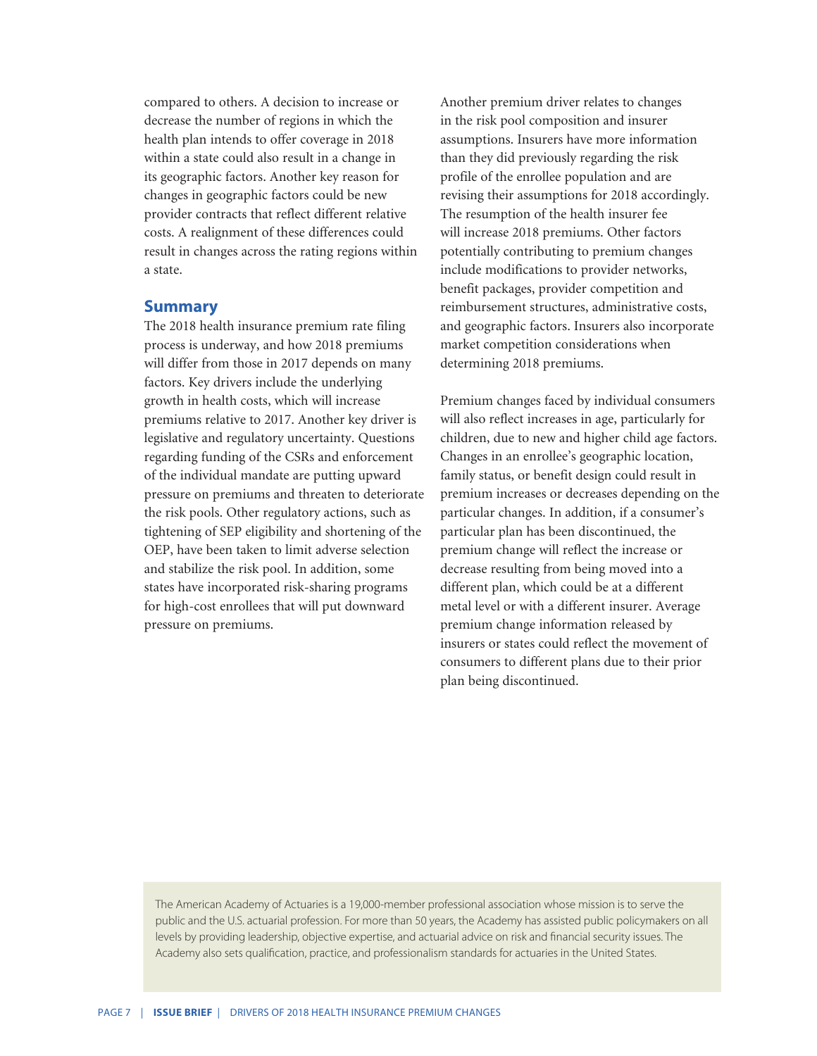compared to others. A decision to increase or decrease the number of regions in which the health plan intends to offer coverage in 2018 within a state could also result in a change in its geographic factors. Another key reason for changes in geographic factors could be new provider contracts that reflect different relative costs. A realignment of these differences could result in changes across the rating regions within a state.

## Summary

The 2018 health insurance premium rate filing process is underway, and how 2018 premiums will differ from those in 2017 depends on many factors. Key drivers include the underlying growth in health costs, which will increase premiums relative to 2017. Another key driver is legislative and regulatory uncertainty. Questions regarding funding of the CSRs and enforcement of the individual mandate are putting upward pressure on premiums and threaten to deteriorate the risk pools. Other regulatory actions, such as tightening of SEP eligibility and shortening of the OEP, have been taken to limit adverse selection and stabilize the risk pool. In addition, some states have incorporated risk-sharing programs for high-cost enrollees that will put downward pressure on premiums.

Another premium driver relates to changes in the risk pool composition and insurer assumptions. Insurers have more information than they did previously regarding the risk profile of the enrollee population and are revising their assumptions for 2018 accordingly. The resumption of the health insurer fee will increase 2018 premiums. Other factors potentially contributing to premium changes include modifications to provider networks, benefit packages, provider competition and reimbursement structures, administrative costs, and geographic factors. Insurers also incorporate market competition considerations when determining 2018 premiums.

Premium changes faced by individual consumers will also reflect increases in age, particularly for children, due to new and higher child age factors. Changes in an enrollee's geographic location, family status, or benefit design could result in premium increases or decreases depending on the particular changes. In addition, if a consumer's particular plan has been discontinued, the premium change will reflect the increase or decrease resulting from being moved into a different plan, which could be at a different metal level or with a different insurer. Average premium change information released by insurers or states could reflect the movement of consumers to different plans due to their prior plan being discontinued.

The American Academy of Actuaries is a 19,000-member professional association whose mission is to serve the public and the U.S. actuarial profession. For more than 50 years, the Academy has assisted public policymakers on all levels by providing leadership, objective expertise, and actuarial advice on risk and financial security issues. The Academy also sets qualification, practice, and professionalism standards for actuaries in the United States.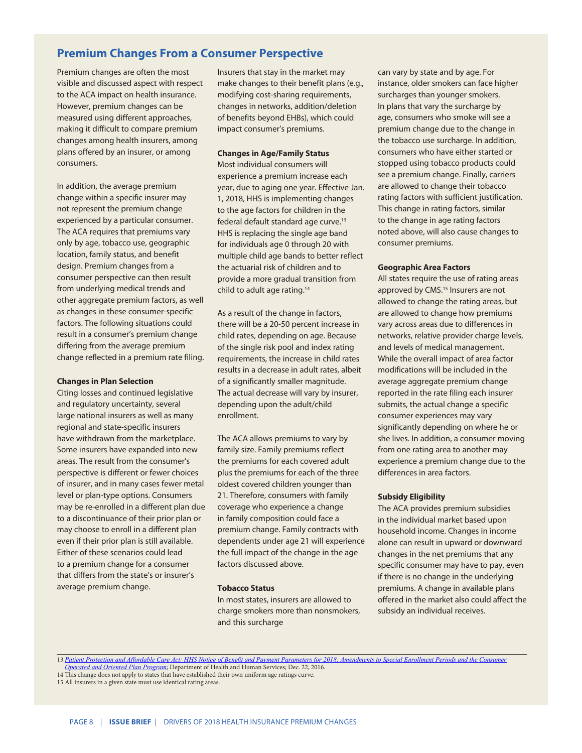## Premium Changes From a Consumer Perspective

Premium changes are often the most visible and discussed aspect with respect to the ACA impact on health insurance. However, premium changes can be measured using different approaches, making it difficult to compare premium changes among health insurers, among plans offered by an insurer, or among consumers.

In addition, the average premium change within a specific insurer may not represent the premium change experienced by a particular consumer. The ACA requires that premiums vary only by age, tobacco use, geographic location, family status, and benefit design. Premium changes from a consumer perspective can then result from underlying medical trends and other aggregate premium factors, as well as changes in these consumer-specific factors. The following situations could result in a consumer's premium change differing from the average premium change reflected in a premium rate filing.

**Changes in Plan Selection**

Citing losses and continued legislative and regulatory uncertainty, several large national insurers as well as many regional and state-specific insurers have withdrawn from the marketplace. Some insurers have expanded into new areas. The result from the consumer's perspective is different or fewer choices of insurer, and in many cases fewer metal level or plan-type options. Consumers may be re-enrolled in a different plan due to a discontinuance of their prior plan or may choose to enroll in a different plan even if their prior plan is still available. Either of these scenarios could lead to a premium change for a consumer that differs from the state's or insurer's average premium change.

Insurers that stay in the market may make changes to their benefit plans (e.g., modifying cost-sharing requirements, changes in networks, addition/deletion of benefits beyond EHBs), which could impact consumer's premiums.

**Changes in Age/Family Status**

Most individual consumers will experience a premium increase each year, due to aging one year. Effective Jan. 1, 2018, HHS is implementing changes to the age factors for children in the federal default standard age curve.[13] HHS is replacing the single age band for individuals age 0 through 20 with multiple child age bands to better reflect the actuarial risk of children and to provide a more gradual transition from child to adult age rating.[14]

As a result of the change in factors, there will be a 20-50 percent increase in child rates, depending on age. Because of the single risk pool and index rating requirements, the increase in child rates results in a decrease in adult rates, albeit of a significantly smaller magnitude. The actual decrease will vary by insurer, depending upon the adult/child enrollment.

The ACA allows premiums to vary by family size. Family premiums reflect the premiums for each covered adult plus the premiums for each of the three oldest covered children younger than 21. Therefore, consumers with family coverage who experience a change in family composition could face a premium change. Family contracts with dependents under age 21 will experience the full impact of the change in the age factors discussed above.

**Tobacco Status**

In most states, insurers are allowed to charge smokers more than nonsmokers, and this surcharge can vary by state and by age. For instance, older smokers can face higher surcharges than younger smokers. In plans that vary the surcharge by age, consumers who smoke will see a premium change due to the change in the tobacco use surcharge. In addition, consumers who have either started or stopped using tobacco products could see a premium change. Finally, carriers are allowed to change their tobacco rating factors with sufficient justification. This change in rating factors, similar to the change in age rating factors noted above, will also cause changes to consumer premiums.

**Geographic Area Factors**

All states require the use of rating areas approved by CMS.[15] Insurers are not allowed to change the rating areas, but are allowed to change how premiums vary across areas due to differences in networks, relative provider charge levels, and levels of medical management. While the overall impact of area factor modifications will be included in the average aggregate premium change reported in the rate filing each insurer submits, the actual change a specific consumer experiences may vary significantly depending on where he or she lives. In addition, a consumer moving from one rating area to another may experience a premium change due to the differences in area factors.

**Subsidy Eligibility**

The ACA provides premium subsidies in the individual market based upon household income. Changes in income alone can result in upward or downward changes in the net premiums that any specific consumer may have to pay, even if there is no change in the underlying premiums. A change in available plans offered in the market also could affect the subsidy an individual receives.

---

13 *Patient Protection and Affordable Care Act; HHS Notice of Benefit and Payment Parameters for 2018; Amendments to Special Enrollment Periods and the Consumer Operated and Oriented Plan Program*; Department of Health and Human Services; Dec. 22, 2016.

14 This change does not apply to states that have established their own uniform age ratings curve.

15 All insurers in a given state must use identical rating areas.